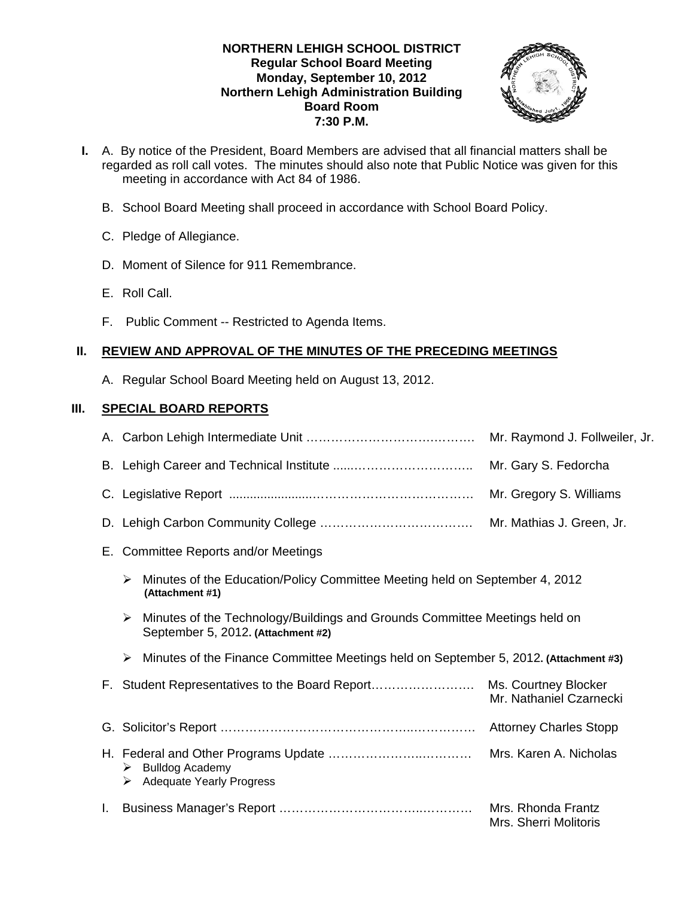**NORTHERN LEHIGH SCHOOL DISTRICT**
**Regular School Board Meeting**
**Monday, September 10, 2012**
**Northern Lehigh Administration Building**
**Board Room**
**7:30 P.M.**

**I.** A. By notice of the President, Board Members are advised that all financial matters shall be regarded as roll call votes. The minutes should also note that Public Notice was given for this meeting in accordance with Act 84 of 1986.

B. School Board Meeting shall proceed in accordance with School Board Policy.

C. Pledge of Allegiance.

D. Moment of Silence for 911 Remembrance.

E. Roll Call.

F. Public Comment -- Restricted to Agenda Items.

## II. REVIEW AND APPROVAL OF THE MINUTES OF THE PRECEDING MEETINGS

A. Regular School Board Meeting held on August 13, 2012.

## III. SPECIAL BOARD REPORTS

A. Carbon Lehigh Intermediate Unit …………………………………… Mr. Raymond J. Follweiler, Jr.

B. Lehigh Career and Technical Institute ………………………………… Mr. Gary S. Fedorcha

C. Legislative Report ……………………………………………………… Mr. Gregory S. Williams

D. Lehigh Carbon Community College ……………………………… Mr. Mathias J. Green, Jr.

E. Committee Reports and/or Meetings

- Minutes of the Education/Policy Committee Meeting held on September 4, 2012 **(Attachment #1)**
- Minutes of the Technology/Buildings and Grounds Committee Meetings held on September 5, 2012. **(Attachment #2)**
- Minutes of the Finance Committee Meetings held on September 5, 2012**. (Attachment #3)**

F. Student Representatives to the Board Report…………………… Ms. Courtney Blocker
Mr. Nathaniel Czarnecki

G. Solicitor's Report ……………………………………………………… Attorney Charles Stopp

H. Federal and Other Programs Update ………………………………… Mrs. Karen A. Nicholas
- Bulldog Academy
- Adequate Yearly Progress

I. Business Manager's Report ……………………………………………… Mrs. Rhonda Frantz
Mrs. Sherri Molitoris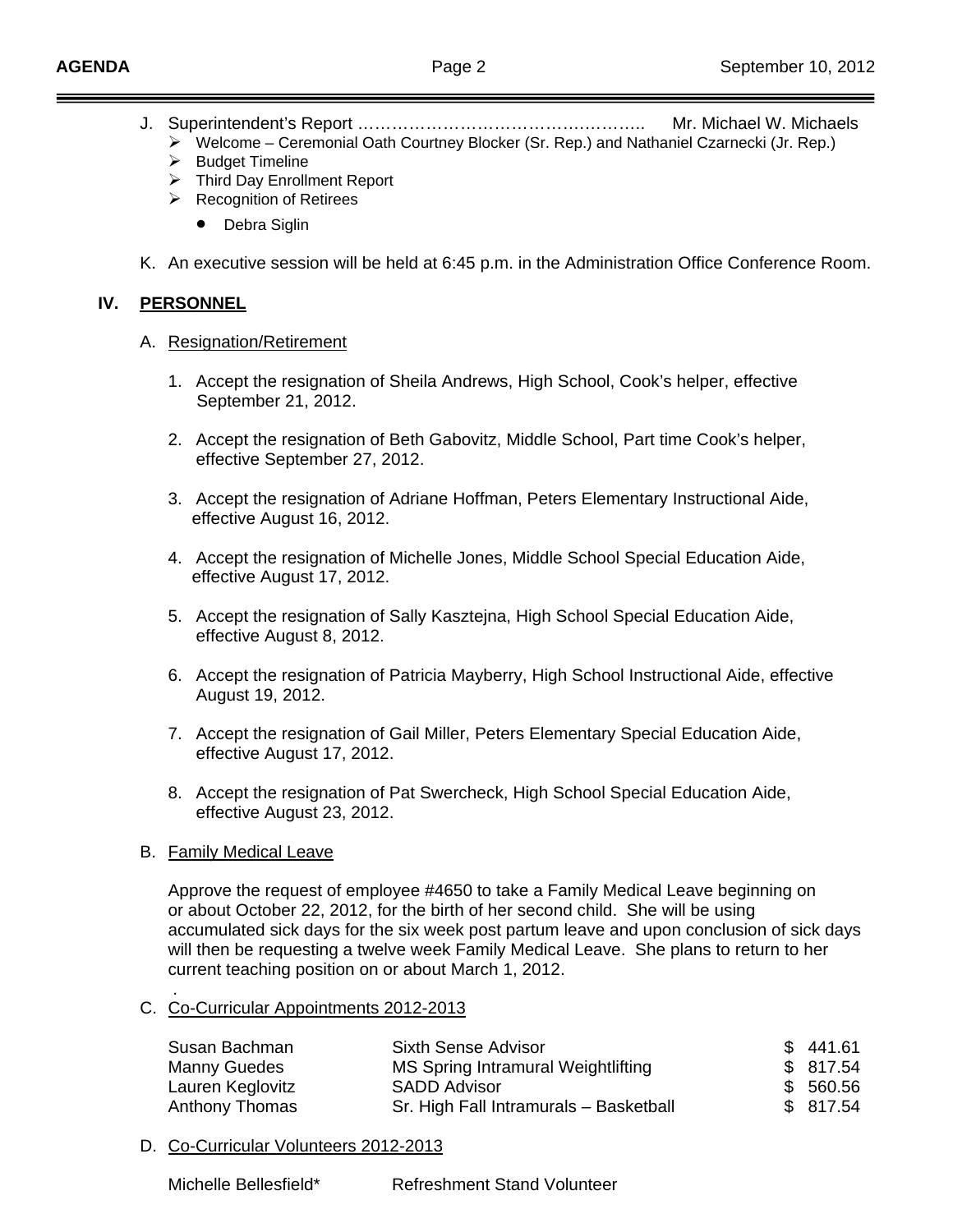J. Superintendent's Report ……………………………………………. Mr. Michael W. Michaels

- Welcome – Ceremonial Oath Courtney Blocker (Sr. Rep.) and Nathaniel Czarnecki (Jr. Rep.)
- Budget Timeline
- Third Day Enrollment Report
- Recognition of Retirees
  - Debra Siglin

K. An executive session will be held at 6:45 p.m. in the Administration Office Conference Room.

## IV. PERSONNEL

A. Resignation/Retirement

1. Accept the resignation of Sheila Andrews, High School, Cook's helper, effective September 21, 2012.

2. Accept the resignation of Beth Gabovitz, Middle School, Part time Cook's helper, effective September 27, 2012.

3. Accept the resignation of Adriane Hoffman, Peters Elementary Instructional Aide, effective August 16, 2012.

4. Accept the resignation of Michelle Jones, Middle School Special Education Aide, effective August 17, 2012.

5. Accept the resignation of Sally Kasztejna, High School Special Education Aide, effective August 8, 2012.

6. Accept the resignation of Patricia Mayberry, High School Instructional Aide, effective August 19, 2012.

7. Accept the resignation of Gail Miller, Peters Elementary Special Education Aide, effective August 17, 2012.

8. Accept the resignation of Pat Swercheck, High School Special Education Aide, effective August 23, 2012.

B. Family Medical Leave

Approve the request of employee #4650 to take a Family Medical Leave beginning on or about October 22, 2012, for the birth of her second child. She will be using accumulated sick days for the six week post partum leave and upon conclusion of sick days will then be requesting a twelve week Family Medical Leave. She plans to return to her current teaching position on or about March 1, 2012.

.

C. Co-Curricular Appointments 2012-2013

| | | |
|---|---|---|
| Susan Bachman | Sixth Sense Advisor | $ 441.61 |
| Manny Guedes | MS Spring Intramural Weightlifting | $ 817.54 |
| Lauren Keglovitz | SADD Advisor | $ 560.56 |
| Anthony Thomas | Sr. High Fall Intramurals – Basketball | $ 817.54 |

D. Co-Curricular Volunteers 2012-2013

| | |
|---|---|
| Michelle Bellesfield* | Refreshment Stand Volunteer |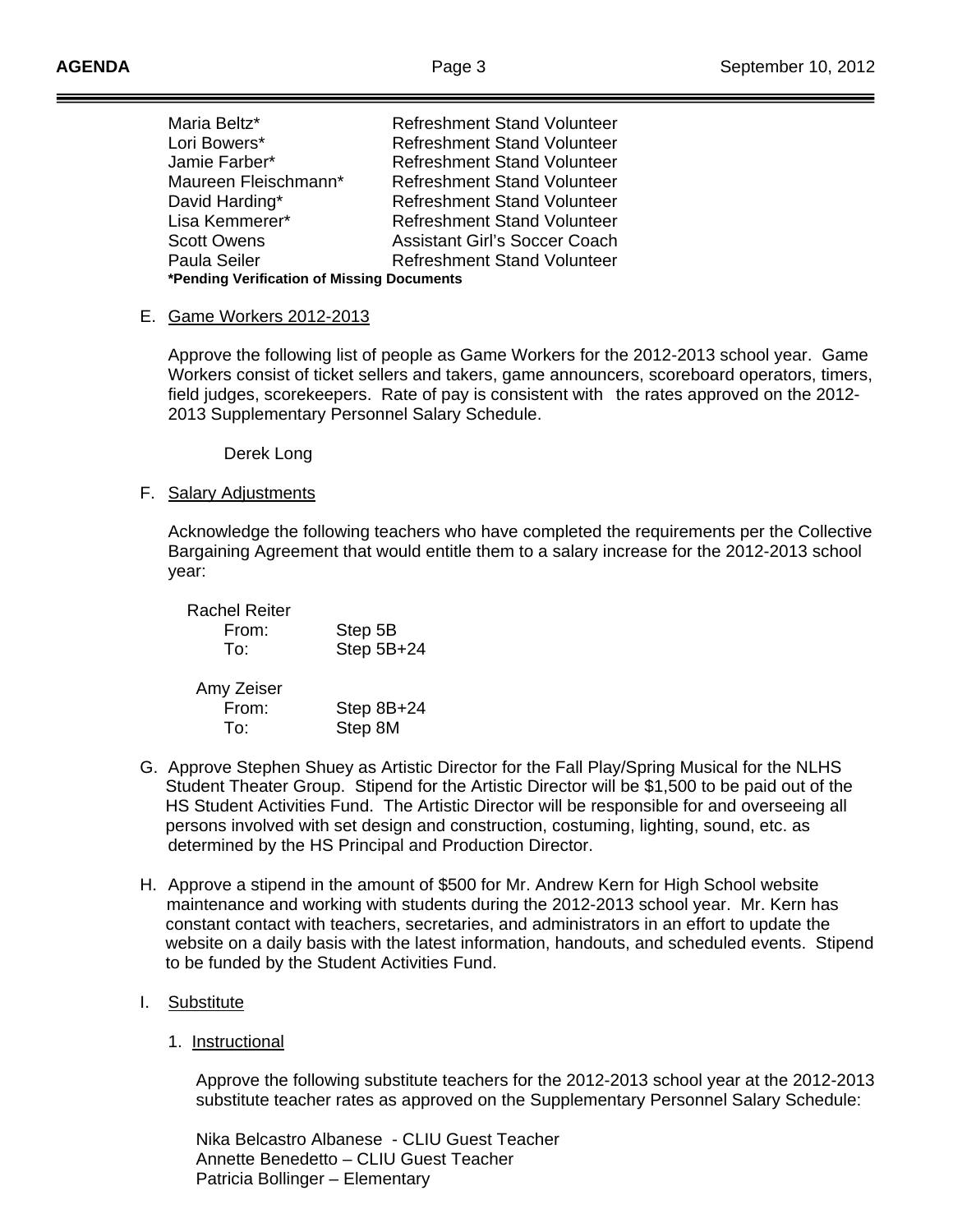| | |
|---|---|
| Maria Beltz* | Refreshment Stand Volunteer |
| Lori Bowers* | Refreshment Stand Volunteer |
| Jamie Farber* | Refreshment Stand Volunteer |
| Maureen Fleischmann* | Refreshment Stand Volunteer |
| David Harding* | Refreshment Stand Volunteer |
| Lisa Kemmerer* | Refreshment Stand Volunteer |
| Scott Owens | Assistant Girl's Soccer Coach |
| Paula Seiler | Refreshment Stand Volunteer |

**\*Pending Verification of Missing Documents**

E. <u>Game Workers 2012-2013</u>

Approve the following list of people as Game Workers for the 2012-2013 school year. Game Workers consist of ticket sellers and takers, game announcers, scoreboard operators, timers, field judges, scorekeepers. Rate of pay is consistent with the rates approved on the 2012-2013 Supplementary Personnel Salary Schedule.

Derek Long

F. <u>Salary Adjustments</u>

Acknowledge the following teachers who have completed the requirements per the Collective Bargaining Agreement that would entitle them to a salary increase for the 2012-2013 school year:

Rachel Reiter
- From: Step 5B
- To: Step 5B+24

Amy Zeiser
- From: Step 8B+24
- To: Step 8M

G. Approve Stephen Shuey as Artistic Director for the Fall Play/Spring Musical for the NLHS Student Theater Group. Stipend for the Artistic Director will be $1,500 to be paid out of the HS Student Activities Fund. The Artistic Director will be responsible for and overseeing all persons involved with set design and construction, costuming, lighting, sound, etc. as determined by the HS Principal and Production Director.

H. Approve a stipend in the amount of $500 for Mr. Andrew Kern for High School website maintenance and working with students during the 2012-2013 school year. Mr. Kern has constant contact with teachers, secretaries, and administrators in an effort to update the website on a daily basis with the latest information, handouts, and scheduled events. Stipend to be funded by the Student Activities Fund.

I. <u>Substitute</u>

1. <u>Instructional</u>

Approve the following substitute teachers for the 2012-2013 school year at the 2012-2013 substitute teacher rates as approved on the Supplementary Personnel Salary Schedule:

Nika Belcastro Albanese - CLIU Guest Teacher
Annette Benedetto – CLIU Guest Teacher
Patricia Bollinger – Elementary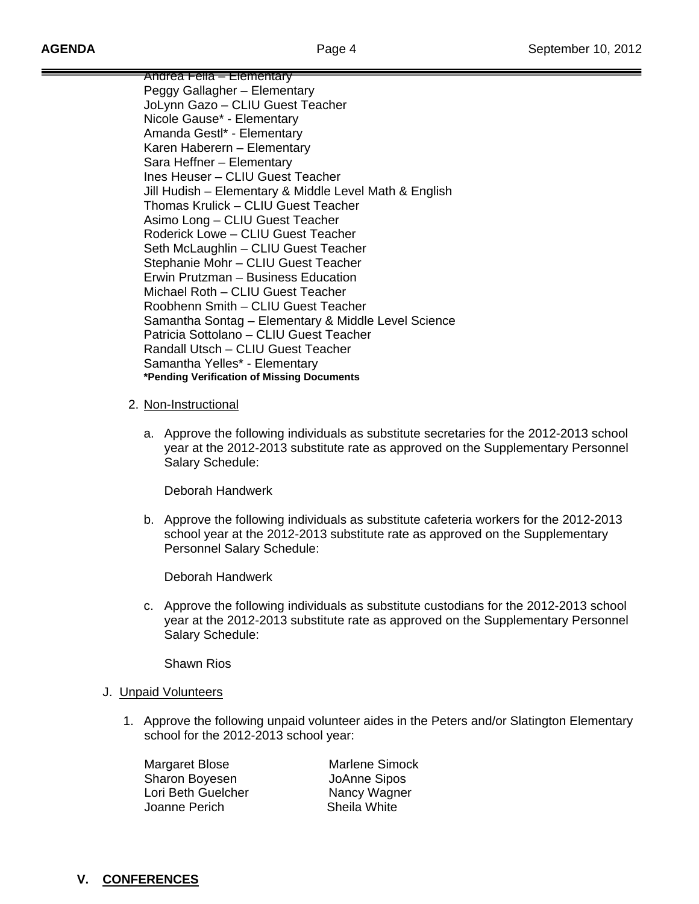Andrea Fella – Elementary
Peggy Gallagher – Elementary
JoLynn Gazo – CLIU Guest Teacher
Nicole Gause* - Elementary
Amanda Gestl* - Elementary
Karen Haberern – Elementary
Sara Heffner – Elementary
Ines Heuser – CLIU Guest Teacher
Jill Hudish – Elementary & Middle Level Math & English
Thomas Krulick – CLIU Guest Teacher
Asimo Long – CLIU Guest Teacher
Roderick Lowe – CLIU Guest Teacher
Seth McLaughlin – CLIU Guest Teacher
Stephanie Mohr – CLIU Guest Teacher
Erwin Prutzman – Business Education
Michael Roth – CLIU Guest Teacher
Roobhenn Smith – CLIU Guest Teacher
Samantha Sontag – Elementary & Middle Level Science
Patricia Sottolano – CLIU Guest Teacher
Randall Utsch – CLIU Guest Teacher
Samantha Yelles* - Elementary
**\*Pending Verification of Missing Documents**

2. Non-Instructional

   a. Approve the following individuals as substitute secretaries for the 2012-2013 school year at the 2012-2013 substitute rate as approved on the Supplementary Personnel Salary Schedule:

      Deborah Handwerk

   b. Approve the following individuals as substitute cafeteria workers for the 2012-2013 school year at the 2012-2013 substitute rate as approved on the Supplementary Personnel Salary Schedule:

      Deborah Handwerk

   c. Approve the following individuals as substitute custodians for the 2012-2013 school year at the 2012-2013 substitute rate as approved on the Supplementary Personnel Salary Schedule:

      Shawn Rios

J. Unpaid Volunteers

1. Approve the following unpaid volunteer aides in the Peters and/or Slatington Elementary school for the 2012-2013 school year:

| | |
|---|---|
| Margaret Blose | Marlene Simock |
| Sharon Boyesen | JoAnne Sipos |
| Lori Beth Guelcher | Nancy Wagner |
| Joanne Perich | Sheila White |

## V. CONFERENCES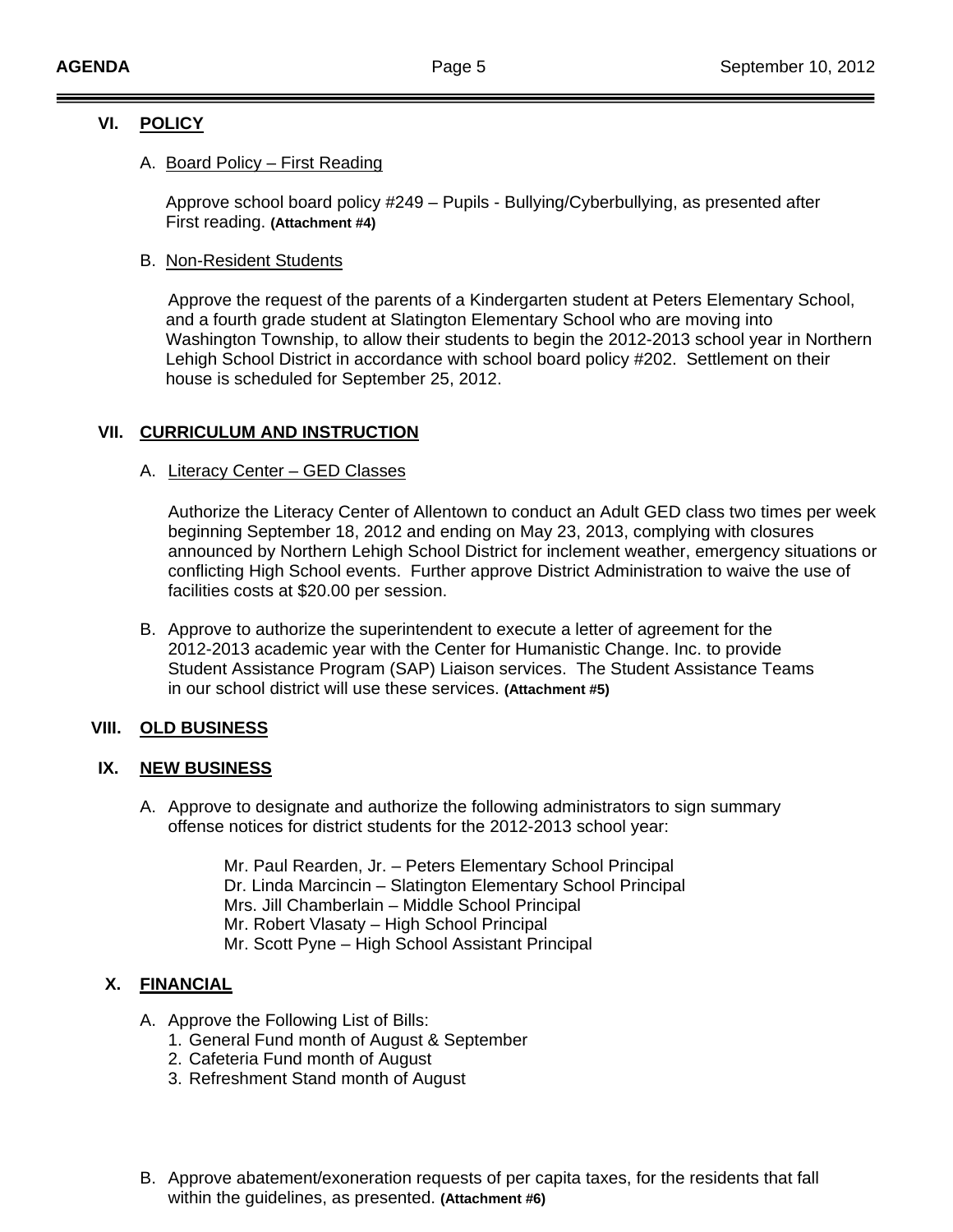## VI. POLICY

A. Board Policy – First Reading

Approve school board policy #249 – Pupils - Bullying/Cyberbullying, as presented after First reading. **(Attachment #4)**

B. Non-Resident Students

Approve the request of the parents of a Kindergarten student at Peters Elementary School, and a fourth grade student at Slatington Elementary School who are moving into Washington Township, to allow their students to begin the 2012-2013 school year in Northern Lehigh School District in accordance with school board policy #202. Settlement on their house is scheduled for September 25, 2012.

## VII. CURRICULUM AND INSTRUCTION

A. Literacy Center – GED Classes

Authorize the Literacy Center of Allentown to conduct an Adult GED class two times per week beginning September 18, 2012 and ending on May 23, 2013, complying with closures announced by Northern Lehigh School District for inclement weather, emergency situations or conflicting High School events. Further approve District Administration to waive the use of facilities costs at $20.00 per session.

B. Approve to authorize the superintendent to execute a letter of agreement for the 2012-2013 academic year with the Center for Humanistic Change. Inc. to provide Student Assistance Program (SAP) Liaison services. The Student Assistance Teams in our school district will use these services. **(Attachment #5)**

## VIII. OLD BUSINESS

## IX. NEW BUSINESS

A. Approve to designate and authorize the following administrators to sign summary offense notices for district students for the 2012-2013 school year:

Mr. Paul Rearden, Jr. – Peters Elementary School Principal
Dr. Linda Marcincin – Slatington Elementary School Principal
Mrs. Jill Chamberlain – Middle School Principal
Mr. Robert Vlasaty – High School Principal
Mr. Scott Pyne – High School Assistant Principal

## X. FINANCIAL

A. Approve the Following List of Bills:
1. General Fund month of August & September
2. Cafeteria Fund month of August
3. Refreshment Stand month of August

B. Approve abatement/exoneration requests of per capita taxes, for the residents that fall within the guidelines, as presented. **(Attachment #6)**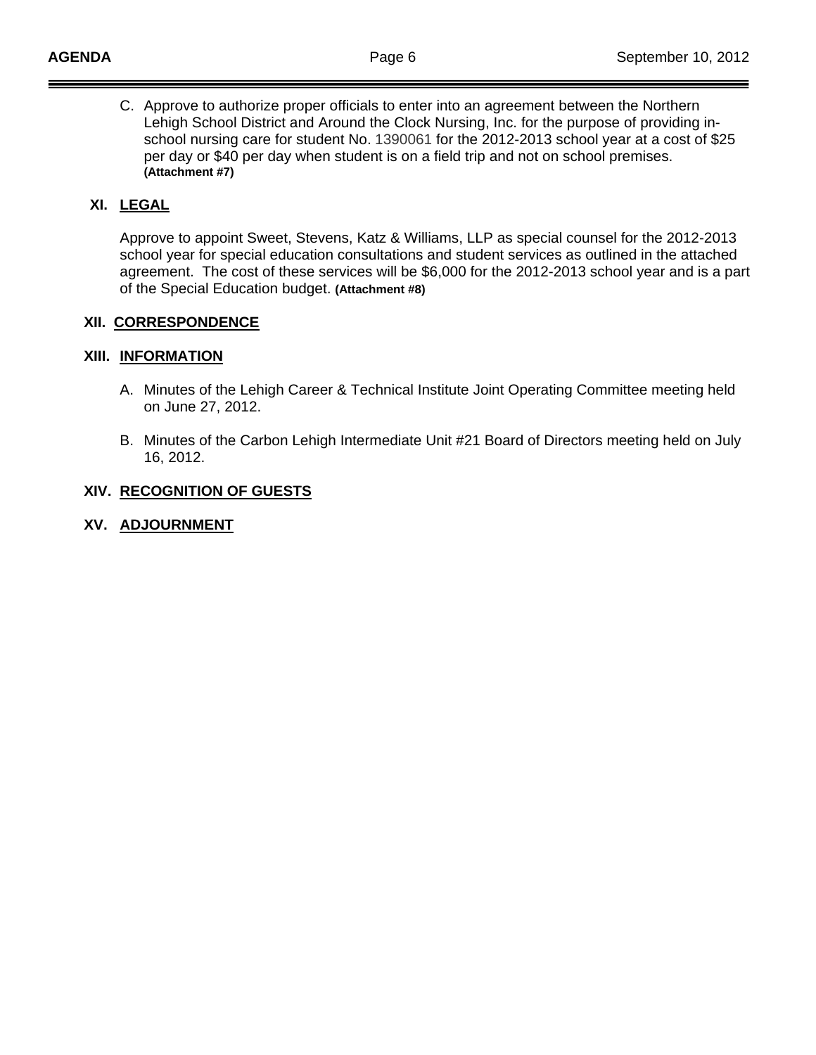C. Approve to authorize proper officials to enter into an agreement between the Northern Lehigh School District and Around the Clock Nursing, Inc. for the purpose of providing in-school nursing care for student No. 1390061 for the 2012-2013 school year at a cost of $25 per day or $40 per day when student is on a field trip and not on school premises. **(Attachment #7)**

## XI. LEGAL

Approve to appoint Sweet, Stevens, Katz & Williams, LLP as special counsel for the 2012-2013 school year for special education consultations and student services as outlined in the attached agreement. The cost of these services will be $6,000 for the 2012-2013 school year and is a part of the Special Education budget. **(Attachment #8)**

## XII. CORRESPONDENCE

## XIII. INFORMATION

A. Minutes of the Lehigh Career & Technical Institute Joint Operating Committee meeting held on June 27, 2012.

B. Minutes of the Carbon Lehigh Intermediate Unit #21 Board of Directors meeting held on July 16, 2012.

## XIV. RECOGNITION OF GUESTS

## XV. ADJOURNMENT